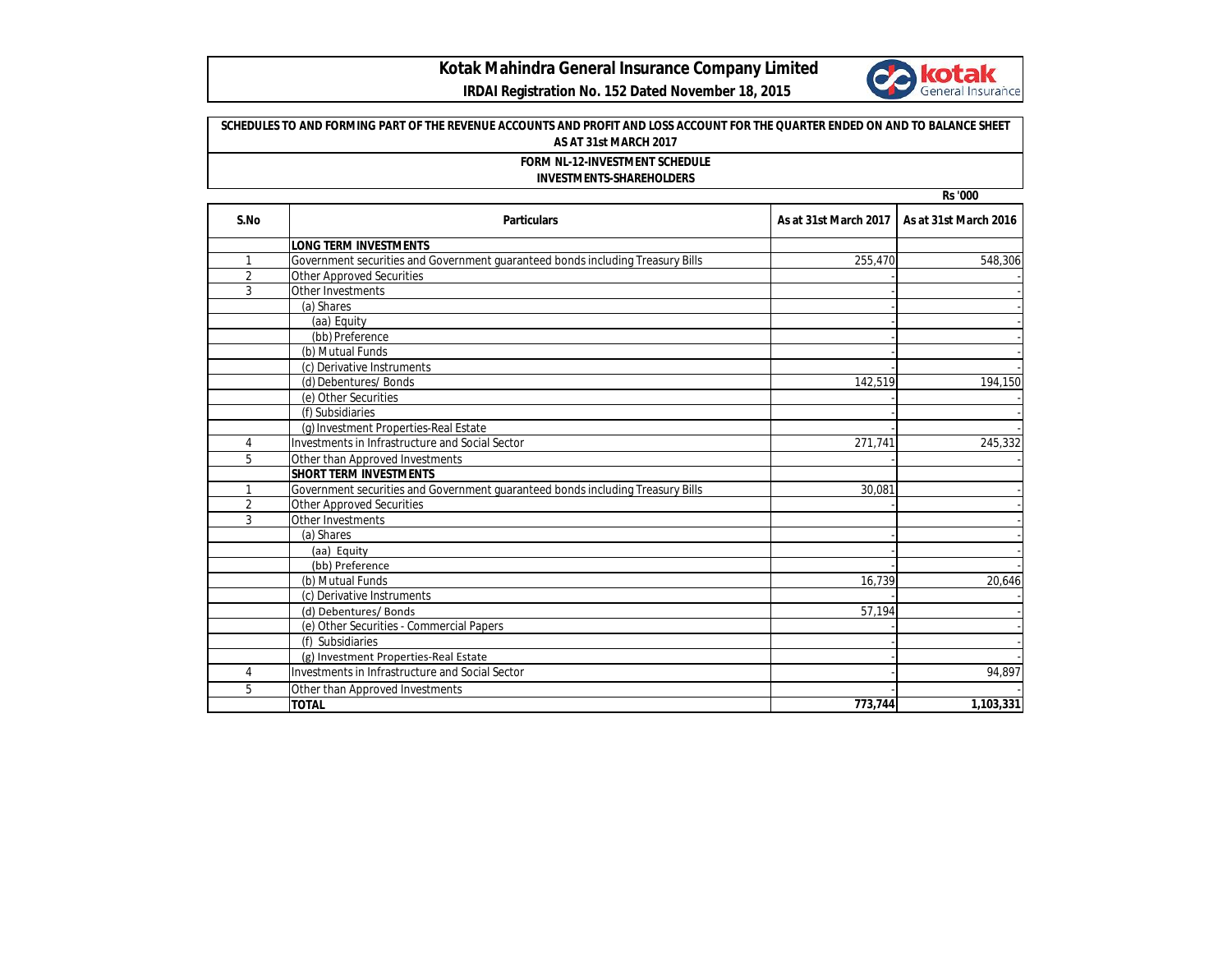# Kotak Mahindra General Insurance Company Limited

**IRDAI Registration No. 152 Dated November 18, 2015**

**SCHEDULES TO AND FORMING PART OF THE REVENUE ACCOUNTS AND PROFIT AND LOSS ACCOUNT FOR THE QUARTER ENDED ON AND TO BALANCE SHEET AS AT 31st MARCH 2017**

**FORM NL-12-INVESTMENT SCHEDULE**

**INVESTMENTS-SHAREHOLDERS**

Rs '000

| S.No | Particulars | As at 31st March 2017 | As at 31st March 2016 |
|---|---|---|---|
| | **LONG TERM INVESTMENTS** | | |
| 1 | Government securities and Government guaranteed bonds including Treasury Bills | 255,470 | 548,306 |
| 2 | Other Approved Securities | - | - |
| 3 | Other Investments | - | - |
| | (a) Shares | - | - |
| | (aa) Equity | - | - |
| | (bb) Preference | - | - |
| | (b) Mutual Funds | - | - |
| | (c) Derivative Instruments | - | - |
| | (d) Debentures/ Bonds | 142,519 | 194,150 |
| | (e) Other Securities | - | - |
| | (f) Subsidiaries | - | - |
| | (g) Investment Properties-Real Estate | - | - |
| 4 | Investments in Infrastructure and Social Sector | 271,741 | 245,332 |
| 5 | Other than Approved Investments | - | - |
| | **SHORT TERM INVESTMENTS** | | |
| 1 | Government securities and Government guaranteed bonds including Treasury Bills | 30,081 | - |
| 2 | Other Approved Securities | - | - |
| 3 | Other Investments | - | - |
| | (a) Shares | - | - |
| | (aa) Equity | - | - |
| | (bb) Preference | - | - |
| | (b) Mutual Funds | 16,739 | 20,646 |
| | (c) Derivative Instruments | - | - |
| | (d) Debentures/ Bonds | 57,194 | - |
| | (e) Other Securities - Commercial Papers | - | - |
| | (f) Subsidiaries | - | - |
| | (g) Investment Properties-Real Estate | - | - |
| 4 | Investments in Infrastructure and Social Sector | - | 94,897 |
| 5 | Other than Approved Investments | - | - |
| | **TOTAL** | **773,744** | **1,103,331** |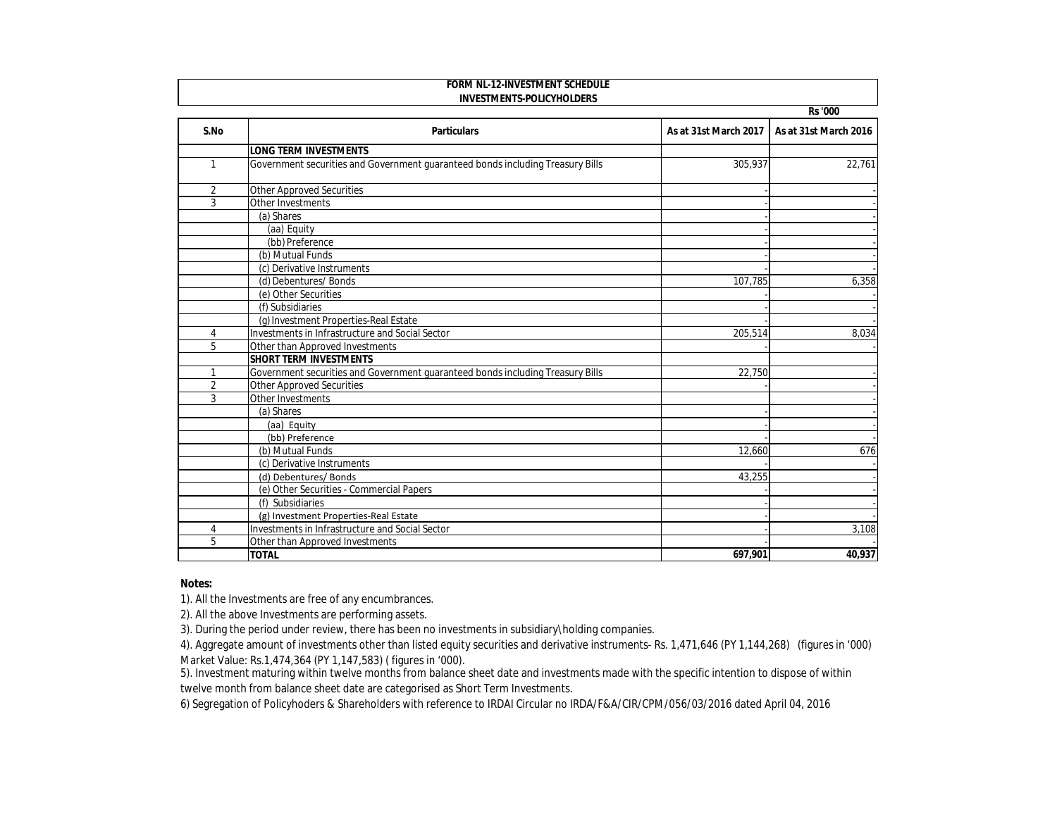# FORM NL-12-INVESTMENT SCHEDULE

## INVESTMENTS-POLICYHOLDERS

Rs '000

| S.No | Particulars | As at 31st March 2017 | As at 31st March 2016 |
|---|---|---|---|
| | **LONG TERM INVESTMENTS** | | |
| 1 | Government securities and Government guaranteed bonds including Treasury Bills | 305,937 | 22,761 |
| 2 | Other Approved Securities | - | - |
| 3 | Other Investments | - | - |
| | (a) Shares | - | - |
| | (aa) Equity | - | - |
| | (bb) Preference | - | - |
| | (b) Mutual Funds | - | - |
| | (c) Derivative Instruments | - | - |
| | (d) Debentures/ Bonds | 107,785 | 6,358 |
| | (e) Other Securities | - | - |
| | (f) Subsidiaries | - | - |
| | (g) Investment Properties-Real Estate | - | - |
| 4 | Investments in Infrastructure and Social Sector | 205,514 | 8,034 |
| 5 | Other than Approved Investments | - | - |
| | **SHORT TERM INVESTMENTS** | | |
| 1 | Government securities and Government guaranteed bonds including Treasury Bills | 22,750 | - |
| 2 | Other Approved Securities | - | - |
| 3 | Other Investments | | - |
| | (a) Shares | - | - |
| | (aa) Equity | - | - |
| | (bb) Preference | - | - |
| | (b) Mutual Funds | 12,660 | 676 |
| | (c) Derivative Instruments | - | - |
| | (d) Debentures/ Bonds | 43,255 | - |
| | (e) Other Securities - Commercial Papers | - | - |
| | (f) Subsidiaries | - | - |
| | (g) Investment Properties-Real Estate | - | - |
| 4 | Investments in Infrastructure and Social Sector | - | 3,108 |
| 5 | Other than Approved Investments | - | - |
| | **TOTAL** | **697,901** | **40,937** |

**Notes:**

1). All the Investments are free of any encumbrances.

2). All the above Investments are performing assets.

3). During the period under review, there has been no investments in subsidiary\holding companies.

4). Aggregate amount of investments other than listed equity securities and derivative instruments- Rs. 1,471,646 (PY 1,144,268) (figures in '000) Market Value: Rs.1,474,364 (PY 1,147,583) ( figures in '000).

5). Investment maturing within twelve months from balance sheet date and investments made with the specific intention to dispose of within twelve month from balance sheet date are categorised as Short Term Investments.

6) Segregation of Policyhoders & Shareholders with reference to IRDAI Circular no IRDA/F&A/CIR/CPM/056/03/2016 dated April 04, 2016